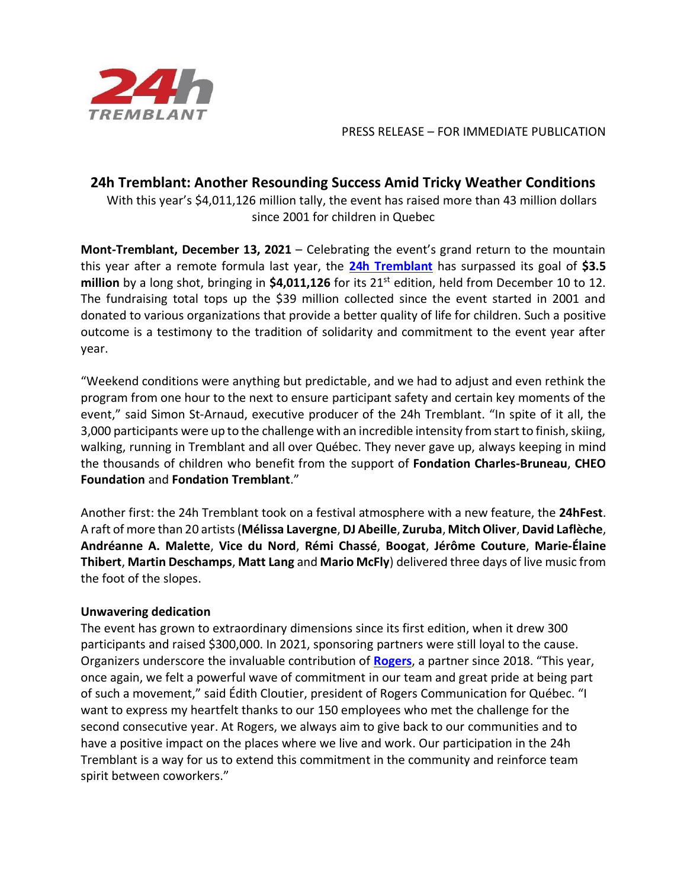PRESS RELEASE – FOR IMMEDIATE PUBLICATION

# 24h Tremblant: Another Resounding Success Amid Tricky Weather Conditions

With this year's $4,011,126 million tally, the event has raised more than 43 million dollars since 2001 for children in Quebec

**Mont-Tremblant, December 13, 2021** – Celebrating the event's grand return to the mountain this year after a remote formula last year, the **24h Tremblant** has surpassed its goal of **$3.5 million** by a long shot, bringing in **$4,011,126** for its 21st edition, held from December 10 to 12. The fundraising total tops up the $39 million collected since the event started in 2001 and donated to various organizations that provide a better quality of life for children. Such a positive outcome is a testimony to the tradition of solidarity and commitment to the event year after year.

"Weekend conditions were anything but predictable, and we had to adjust and even rethink the program from one hour to the next to ensure participant safety and certain key moments of the event," said Simon St-Arnaud, executive producer of the 24h Tremblant. "In spite of it all, the 3,000 participants were up to the challenge with an incredible intensity from start to finish, skiing, walking, running in Tremblant and all over Québec. They never gave up, always keeping in mind the thousands of children who benefit from the support of **Fondation Charles-Bruneau**, **CHEO Foundation** and **Fondation Tremblant**."

Another first: the 24h Tremblant took on a festival atmosphere with a new feature, the **24hFest**. A raft of more than 20 artists (**Mélissa Lavergne**, **DJ Abeille**, **Zuruba**, **Mitch Oliver**, **David Laflèche**, **Andréanne A. Malette**, **Vice du Nord**, **Rémi Chassé**, **Boogat**, **Jérôme Couture**, **Marie-Élaine Thibert**, **Martin Deschamps**, **Matt Lang** and **Mario McFly**) delivered three days of live music from the foot of the slopes.

**Unwavering dedication**

The event has grown to extraordinary dimensions since its first edition, when it drew 300 participants and raised $300,000. In 2021, sponsoring partners were still loyal to the cause. Organizers underscore the invaluable contribution of **Rogers**, a partner since 2018. "This year, once again, we felt a powerful wave of commitment in our team and great pride at being part of such a movement," said Édith Cloutier, president of Rogers Communication for Québec. "I want to express my heartfelt thanks to our 150 employees who met the challenge for the second consecutive year. At Rogers, we always aim to give back to our communities and to have a positive impact on the places where we live and work. Our participation in the 24h Tremblant is a way for us to extend this commitment in the community and reinforce team spirit between coworkers."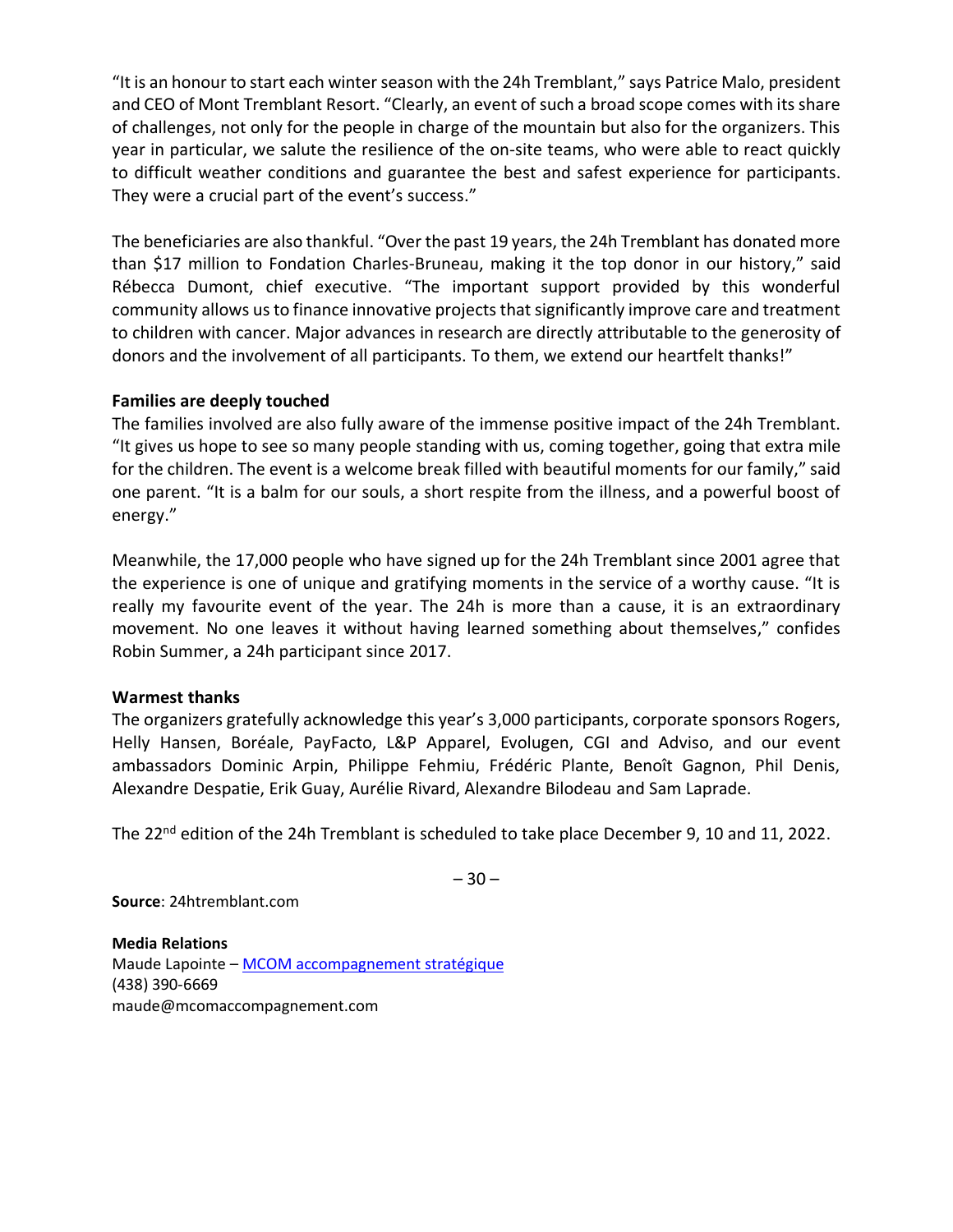"It is an honour to start each winter season with the 24h Tremblant," says Patrice Malo, president and CEO of Mont Tremblant Resort. "Clearly, an event of such a broad scope comes with its share of challenges, not only for the people in charge of the mountain but also for the organizers. This year in particular, we salute the resilience of the on-site teams, who were able to react quickly to difficult weather conditions and guarantee the best and safest experience for participants. They were a crucial part of the event's success."

The beneficiaries are also thankful. "Over the past 19 years, the 24h Tremblant has donated more than $17 million to Fondation Charles-Bruneau, making it the top donor in our history," said Rébecca Dumont, chief executive. "The important support provided by this wonderful community allows us to finance innovative projects that significantly improve care and treatment to children with cancer. Major advances in research are directly attributable to the generosity of donors and the involvement of all participants. To them, we extend our heartfelt thanks!"

**Families are deeply touched**

The families involved are also fully aware of the immense positive impact of the 24h Tremblant. "It gives us hope to see so many people standing with us, coming together, going that extra mile for the children. The event is a welcome break filled with beautiful moments for our family," said one parent. "It is a balm for our souls, a short respite from the illness, and a powerful boost of energy."

Meanwhile, the 17,000 people who have signed up for the 24h Tremblant since 2001 agree that the experience is one of unique and gratifying moments in the service of a worthy cause. "It is really my favourite event of the year. The 24h is more than a cause, it is an extraordinary movement. No one leaves it without having learned something about themselves," confides Robin Summer, a 24h participant since 2017.

**Warmest thanks**

The organizers gratefully acknowledge this year's 3,000 participants, corporate sponsors Rogers, Helly Hansen, Boréale, PayFacto, L&P Apparel, Evolugen, CGI and Adviso, and our event ambassadors Dominic Arpin, Philippe Fehmiu, Frédéric Plante, Benoît Gagnon, Phil Denis, Alexandre Despatie, Erik Guay, Aurélie Rivard, Alexandre Bilodeau and Sam Laprade.

The 22nd edition of the 24h Tremblant is scheduled to take place December 9, 10 and 11, 2022.

– 30 –

**Source**: 24htremblant.com

**Media Relations**
Maude Lapointe – MCOM accompagnement stratégique
(438) 390-6669
maude@mcomaccompagnement.com